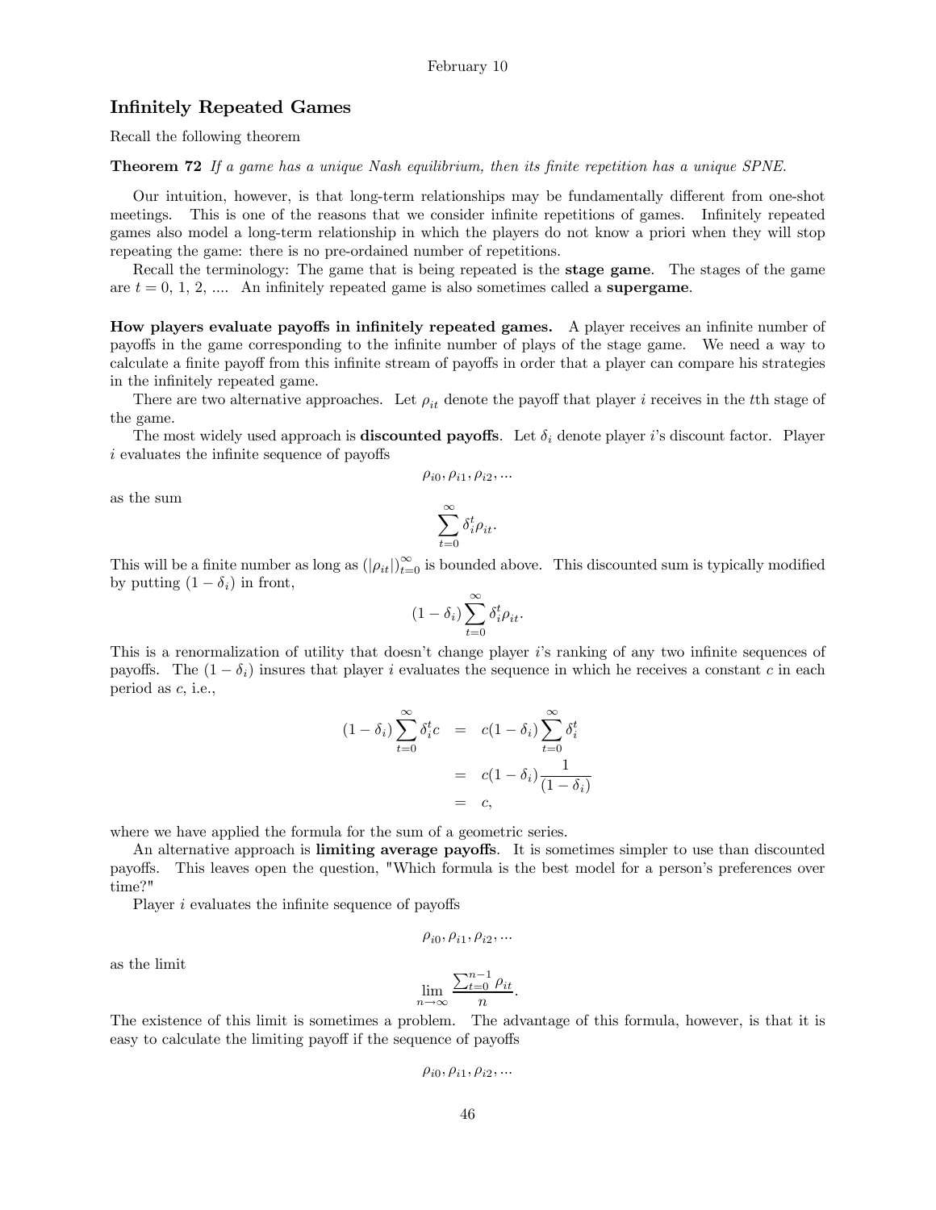February 10

## Infinitely Repeated Games

Recall the following theorem

**Theorem 72** *If a game has a unique Nash equilibrium, then its finite repetition has a unique SPNE.*

Our intuition, however, is that long-term relationships may be fundamentally different from one-shot meetings. This is one of the reasons that we consider infinite repetitions of games. Infinitely repeated games also model a long-term relationship in which the players do not know a priori when they will stop repeating the game: there is no pre-ordained number of repetitions.

Recall the terminology: The game that is being repeated is the **stage game**. The stages of the game are $t = 0, 1, 2, ....$ An infinitely repeated game is also sometimes called a **supergame**.

**How players evaluate payoffs in infinitely repeated games.** A player receives an infinite number of payoffs in the game corresponding to the infinite number of plays of the stage game. We need a way to calculate a finite payoff from this infinite stream of payoffs in order that a player can compare his strategies in the infinitely repeated game.

There are two alternative approaches. Let $\rho_{it}$ denote the payoff that player $i$ receives in the $t$th stage of the game.

The most widely used approach is **discounted payoffs**. Let $\delta_i$ denote player $i$'s discount factor. Player $i$ evaluates the infinite sequence of payoffs

$$\rho_{i0}, \rho_{i1}, \rho_{i2}, ...$$

as the sum

$$\sum_{t=0}^{\infty} \delta_i^t \rho_{it}.$$

This will be a finite number as long as $(|\rho_{it}|)_{t=0}^{\infty}$ is bounded above. This discounted sum is typically modified by putting $(1 - \delta_i)$ in front,

$$(1 - \delta_i) \sum_{t=0}^{\infty} \delta_i^t \rho_{it}.$$

This is a renormalization of utility that doesn't change player $i$'s ranking of any two infinite sequences of payoffs. The $(1 - \delta_i)$ insures that player $i$ evaluates the sequence in which he receives a constant $c$ in each period as $c$, i.e.,

$$\begin{aligned}
(1 - \delta_i) \sum_{t=0}^{\infty} \delta_i^t c &= c(1 - \delta_i) \sum_{t=0}^{\infty} \delta_i^t \\
&= c(1 - \delta_i) \frac{1}{(1 - \delta_i)} \\
&= c,
\end{aligned}$$

where we have applied the formula for the sum of a geometric series.

An alternative approach is **limiting average payoffs**. It is sometimes simpler to use than discounted payoffs. This leaves open the question, "Which formula is the best model for a person's preferences over time?"

Player $i$ evaluates the infinite sequence of payoffs

$$\rho_{i0}, \rho_{i1}, \rho_{i2}, ...$$

as the limit

$$\lim_{n \to \infty} \frac{\sum_{t=0}^{n-1} \rho_{it}}{n}.$$

The existence of this limit is sometimes a problem. The advantage of this formula, however, is that it is easy to calculate the limiting payoff if the sequence of payoffs

$$\rho_{i0}, \rho_{i1}, \rho_{i2}, ...$$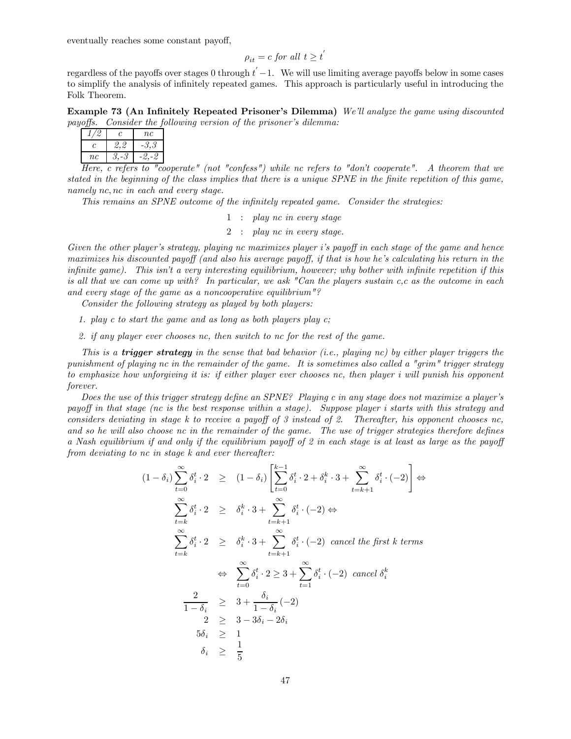eventually reaches some constant payoff,

$$\rho_{it} = c \text{ for all } t \geq t^{'}$$

regardless of the payoffs over stages 0 through $t^{'}-1$. We will use limiting average payoffs below in some cases to simplify the analysis of infinitely repeated games. This approach is particularly useful in introducing the Folk Theorem.

**Example 73 (An Infinitely Repeated Prisoner's Dilemma)** *We'll analyze the game using discounted payoffs. Consider the following version of the prisoner's dilemma:*

| *1/2* | *c* | *nc* |
|---|---|---|
| *c* | *2,2* | *-3,3* |
| *nc* | *3,-3* | *-2,-2* |

*Here, c refers to "cooperate" (not "confess") while nc refers to "don't cooperate". A theorem that we stated in the beginning of the class implies that there is a unique SPNE in the finite repetition of this game, namely nc, nc in each and every stage.*

*This remains an SPNE outcome of the infinitely repeated game. Consider the strategies:*

$$1 \; : \; \textit{play nc in every stage}$$
$$2 \; : \; \textit{play nc in every stage.}$$

*Given the other player's strategy, playing nc maximizes player i's payoff in each stage of the game and hence maximizes his discounted payoff (and also his average payoff, if that is how he's calculating his return in the infinite game). This isn't a very interesting equilibrium, however; why bother with infinite repetition if this is all that we can come up with? In particular, we ask "Can the players sustain c,c as the outcome in each and every stage of the game as a noncooperative equilibrium"?*

*Consider the following strategy as played by both players:*

1. *play c to start the game and as long as both players play c;*
2. *if any player ever chooses nc, then switch to nc for the rest of the game.*

*This is a **trigger strategy** in the sense that bad behavior (i.e., playing nc) by either player triggers the punishment of playing nc in the remainder of the game. It is sometimes also called a "grim" trigger strategy to emphasize how unforgiving it is: if either player ever chooses nc, then player i will punish his opponent forever.*

*Does the use of this trigger strategy define an SPNE? Playing c in any stage does not maximize a player's payoff in that stage (nc is the best response within a stage). Suppose player i starts with this strategy and considers deviating in stage k to receive a payoff of 3 instead of 2. Thereafter, his opponent chooses nc, and so he will also choose nc in the remainder of the game. The use of trigger strategies therefore defines a Nash equilibrium if and only if the equilibrium payoff of 2 in each stage is at least as large as the payoff from deviating to nc in stage k and ever thereafter:*

$$
\begin{aligned}
(1-\delta_i)\sum_{t=0}^{\infty}\delta_i^t \cdot 2 &\geq (1-\delta_i)\left[\sum_{t=0}^{k-1}\delta_i^t \cdot 2 + \delta_i^k \cdot 3 + \sum_{t=k+1}^{\infty}\delta_i^t \cdot (-2)\right] \Leftrightarrow \\
\sum_{t=k}^{\infty}\delta_i^t \cdot 2 &\geq \delta_i^k \cdot 3 + \sum_{t=k+1}^{\infty}\delta_i^t \cdot (-2) \Leftrightarrow \\
\sum_{t=k}^{\infty}\delta_i^t \cdot 2 &\geq \delta_i^k \cdot 3 + \sum_{t=k+1}^{\infty}\delta_i^t \cdot (-2) \;\; \textit{cancel the first k terms} \\
&\Leftrightarrow \sum_{t=0}^{\infty}\delta_i^t \cdot 2 \geq 3 + \sum_{t=1}^{\infty}\delta_i^t \cdot (-2) \;\; \textit{cancel } \delta_i^k \\
\frac{2}{1-\delta_i} &\geq 3 + \frac{\delta_i}{1-\delta_i}(-2) \\
2 &\geq 3 - 3\delta_i - 2\delta_i \\
5\delta_i &\geq 1 \\
\delta_i &\geq \frac{1}{5}
\end{aligned}
$$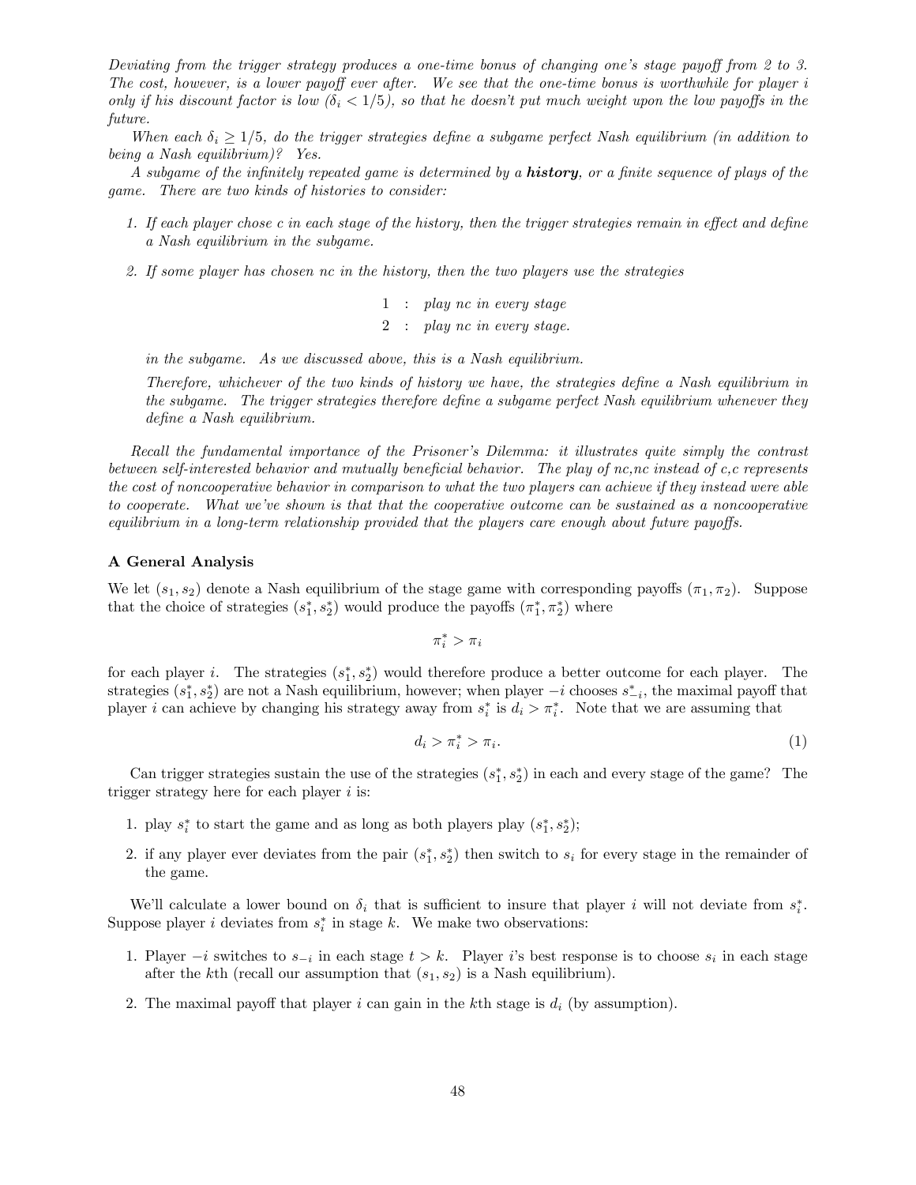*Deviating from the trigger strategy produces a one-time bonus of changing one's stage payoff from 2 to 3. The cost, however, is a lower payoff ever after. We see that the one-time bonus is worthwhile for player i only if his discount factor is low ($\delta_i < 1/5$), so that he doesn't put much weight upon the low payoffs in the future.*

*When each $\delta_i \geq 1/5$, do the trigger strategies define a subgame perfect Nash equilibrium (in addition to being a Nash equilibrium)? Yes.*

*A subgame of the infinitely repeated game is determined by a **history**, or a finite sequence of plays of the game. There are two kinds of histories to consider:*

1. *If each player chose c in each stage of the history, then the trigger strategies remain in effect and define a Nash equilibrium in the subgame.*
2. *If some player has chosen nc in the history, then the two players use the strategies*

   $$1 \;:\; \textit{play nc in every stage}$$
   $$2 \;:\; \textit{play nc in every stage.}$$

   *in the subgame. As we discussed above, this is a Nash equilibrium.*

   *Therefore, whichever of the two kinds of history we have, the strategies define a Nash equilibrium in the subgame. The trigger strategies therefore define a subgame perfect Nash equilibrium whenever they define a Nash equilibrium.*

*Recall the fundamental importance of the Prisoner's Dilemma: it illustrates quite simply the contrast between self-interested behavior and mutually beneficial behavior. The play of nc,nc instead of c,c represents the cost of noncooperative behavior in comparison to what the two players can achieve if they instead were able to cooperate. What we've shown is that that the cooperative outcome can be sustained as a noncooperative equilibrium in a long-term relationship provided that the players care enough about future payoffs.*

### A General Analysis

We let $(s_1, s_2)$ denote a Nash equilibrium of the stage game with corresponding payoffs $(\pi_1, \pi_2)$. Suppose that the choice of strategies $(s_1^*, s_2^*)$ would produce the payoffs $(\pi_1^*, \pi_2^*)$ where

$$\pi_i^* > \pi_i$$

for each player $i$. The strategies $(s_1^*, s_2^*)$ would therefore produce a better outcome for each player. The strategies $(s_1^*, s_2^*)$ are not a Nash equilibrium, however; when player $-i$ chooses $s_{-i}^*$, the maximal payoff that player $i$ can achieve by changing his strategy away from $s_i^*$ is $d_i > \pi_i^*$. Note that we are assuming that

$$d_i > \pi_i^* > \pi_i. \tag{1}$$

Can trigger strategies sustain the use of the strategies $(s_1^*, s_2^*)$ in each and every stage of the game? The trigger strategy here for each player $i$ is:

1. play $s_i^*$ to start the game and as long as both players play $(s_1^*, s_2^*)$;
2. if any player ever deviates from the pair $(s_1^*, s_2^*)$ then switch to $s_i$ for every stage in the remainder of the game.

We'll calculate a lower bound on $\delta_i$ that is sufficient to insure that player $i$ will not deviate from $s_i^*$. Suppose player $i$ deviates from $s_i^*$ in stage $k$. We make two observations:

1. Player $-i$ switches to $s_{-i}$ in each stage $t > k$. Player $i$'s best response is to choose $s_i$ in each stage after the $k$th (recall our assumption that $(s_1, s_2)$ is a Nash equilibrium).
2. The maximal payoff that player $i$ can gain in the $k$th stage is $d_i$ (by assumption).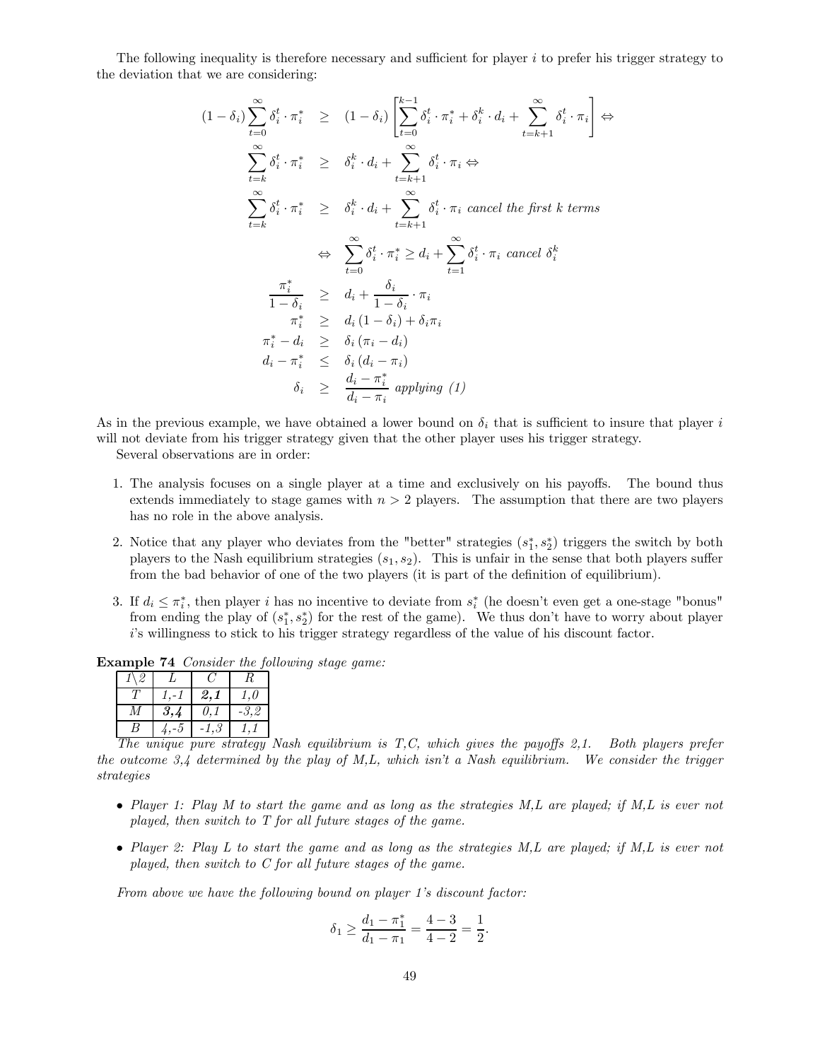The following inequality is therefore necessary and sufficient for player $i$ to prefer his trigger strategy to the deviation that we are considering:

$$
\begin{aligned}
(1-\delta_i)\sum_{t=0}^{\infty}\delta_i^t \cdot \pi_i^* &\geq (1-\delta_i)\left[\sum_{t=0}^{k-1}\delta_i^t \cdot \pi_i^* + \delta_i^k \cdot d_i + \sum_{t=k+1}^{\infty}\delta_i^t \cdot \pi_i\right] \Leftrightarrow \\
\sum_{t=k}^{\infty}\delta_i^t \cdot \pi_i^* &\geq \delta_i^k \cdot d_i + \sum_{t=k+1}^{\infty}\delta_i^t \cdot \pi_i \Leftrightarrow \\
\sum_{t=k}^{\infty}\delta_i^t \cdot \pi_i^* &\geq \delta_i^k \cdot d_i + \sum_{t=k+1}^{\infty}\delta_i^t \cdot \pi_i \textit{ cancel the first k terms} \\
&\Leftrightarrow \sum_{t=0}^{\infty}\delta_i^t \cdot \pi_i^* \geq d_i + \sum_{t=1}^{\infty}\delta_i^t \cdot \pi_i \textit{ cancel } \delta_i^k \\
\frac{\pi_i^*}{1-\delta_i} &\geq d_i + \frac{\delta_i}{1-\delta_i}\cdot \pi_i \\
\pi_i^* &\geq d_i(1-\delta_i) + \delta_i \pi_i \\
\pi_i^* - d_i &\geq \delta_i(\pi_i - d_i) \\
d_i - \pi_i^* &\leq \delta_i(d_i - \pi_i) \\
\delta_i &\geq \frac{d_i - \pi_i^*}{d_i - \pi_i} \textit{ applying (1)}
\end{aligned}
$$

As in the previous example, we have obtained a lower bound on $\delta_i$ that is sufficient to insure that player $i$ will not deviate from his trigger strategy given that the other player uses his trigger strategy.

Several observations are in order:

1. The analysis focuses on a single player at a time and exclusively on his payoffs. The bound thus extends immediately to stage games with $n > 2$ players. The assumption that there are two players has no role in the above analysis.
2. Notice that any player who deviates from the "better" strategies $(s_1^*, s_2^*)$ triggers the switch by both players to the Nash equilibrium strategies $(s_1, s_2)$. This is unfair in the sense that both players suffer from the bad behavior of one of the two players (it is part of the definition of equilibrium).
3. If $d_i \leq \pi_i^*$, then player $i$ has no incentive to deviate from $s_i^*$ (he doesn't even get a one-stage "bonus" from ending the play of $(s_1^*, s_2^*)$ for the rest of the game). We thus don't have to worry about player $i$'s willingness to stick to his trigger strategy regardless of the value of his discount factor.

**Example 74** *Consider the following stage game:*

| 1\2 | L | C | R |
|---|---|---|---|
| T | 1,-1 | ***2,1*** | 1,0 |
| M | ***3,4*** | 0,1 | -3,2 |
| B | 4,-5 | -1,3 | 1,1 |

*The unique pure strategy Nash equilibrium is T,C, which gives the payoffs 2,1. Both players prefer the outcome 3,4 determined by the play of M,L, which isn't a Nash equilibrium. We consider the trigger strategies*

- *Player 1: Play M to start the game and as long as the strategies M,L are played; if M,L is ever not played, then switch to T for all future stages of the game.*
- *Player 2: Play L to start the game and as long as the strategies M,L are played; if M,L is ever not played, then switch to C for all future stages of the game.*

*From above we have the following bound on player 1's discount factor:*

$$\delta_1 \geq \frac{d_1 - \pi_1^*}{d_1 - \pi_1} = \frac{4-3}{4-2} = \frac{1}{2}.$$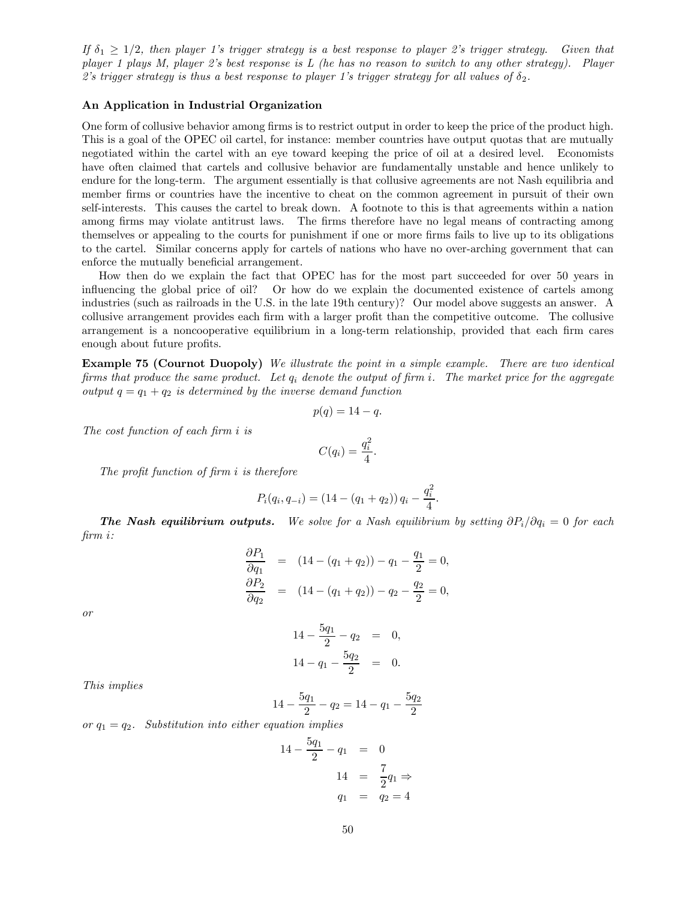*If $\delta_1 \geq 1/2$, then player 1's trigger strategy is a best response to player 2's trigger strategy. Given that player 1 plays M, player 2's best response is L (he has no reason to switch to any other strategy). Player 2's trigger strategy is thus a best response to player 1's trigger strategy for all values of $\delta_2$.*

### An Application in Industrial Organization

One form of collusive behavior among firms is to restrict output in order to keep the price of the product high. This is a goal of the OPEC oil cartel, for instance: member countries have output quotas that are mutually negotiated within the cartel with an eye toward keeping the price of oil at a desired level. Economists have often claimed that cartels and collusive behavior are fundamentally unstable and hence unlikely to endure for the long-term. The argument essentially is that collusive agreements are not Nash equilibria and member firms or countries have the incentive to cheat on the common agreement in pursuit of their own self-interests. This causes the cartel to break down. A footnote to this is that agreements within a nation among firms may violate antitrust laws. The firms therefore have no legal means of contracting among themselves or appealing to the courts for punishment if one or more firms fails to live up to its obligations to the cartel. Similar concerns apply for cartels of nations who have no over-arching government that can enforce the mutually beneficial arrangement.

How then do we explain the fact that OPEC has for the most part succeeded for over 50 years in influencing the global price of oil? Or how do we explain the documented existence of cartels among industries (such as railroads in the U.S. in the late 19th century)? Our model above suggests an answer. A collusive arrangement provides each firm with a larger profit than the competitive outcome. The collusive arrangement is a noncooperative equilibrium in a long-term relationship, provided that each firm cares enough about future profits.

**Example 75 (Cournot Duopoly)** *We illustrate the point in a simple example. There are two identical firms that produce the same product. Let $q_i$ denote the output of firm $i$. The market price for the aggregate output $q = q_1 + q_2$ is determined by the inverse demand function*

$$p(q) = 14 - q.$$

*The cost function of each firm $i$ is*

$$C(q_i) = \frac{q_i^2}{4}.$$

*The profit function of firm $i$ is therefore*

$$P_i(q_i, q_{-i}) = (14 - (q_1 + q_2))\, q_i - \frac{q_i^2}{4}.$$

***The Nash equilibrium outputs.*** *We solve for a Nash equilibrium by setting $\partial P_i / \partial q_i = 0$ for each firm $i$:*

$$\begin{aligned}
\frac{\partial P_1}{\partial q_1} &= (14 - (q_1 + q_2)) - q_1 - \frac{q_1}{2} = 0, \\
\frac{\partial P_2}{\partial q_2} &= (14 - (q_1 + q_2)) - q_2 - \frac{q_2}{2} = 0,
\end{aligned}$$

*or*

$$\begin{aligned}
14 - \frac{5q_1}{2} - q_2 &= 0, \\
14 - q_1 - \frac{5q_2}{2} &= 0.
\end{aligned}$$

*This implies*

$$14 - \frac{5q_1}{2} - q_2 = 14 - q_1 - \frac{5q_2}{2}$$

*or $q_1 = q_2$. Substitution into either equation implies*

$$\begin{aligned}
14 - \frac{5q_1}{2} - q_1 &= 0 \\
14 &= \frac{7}{2} q_1 \Rightarrow \\
q_1 &= q_2 = 4
\end{aligned}$$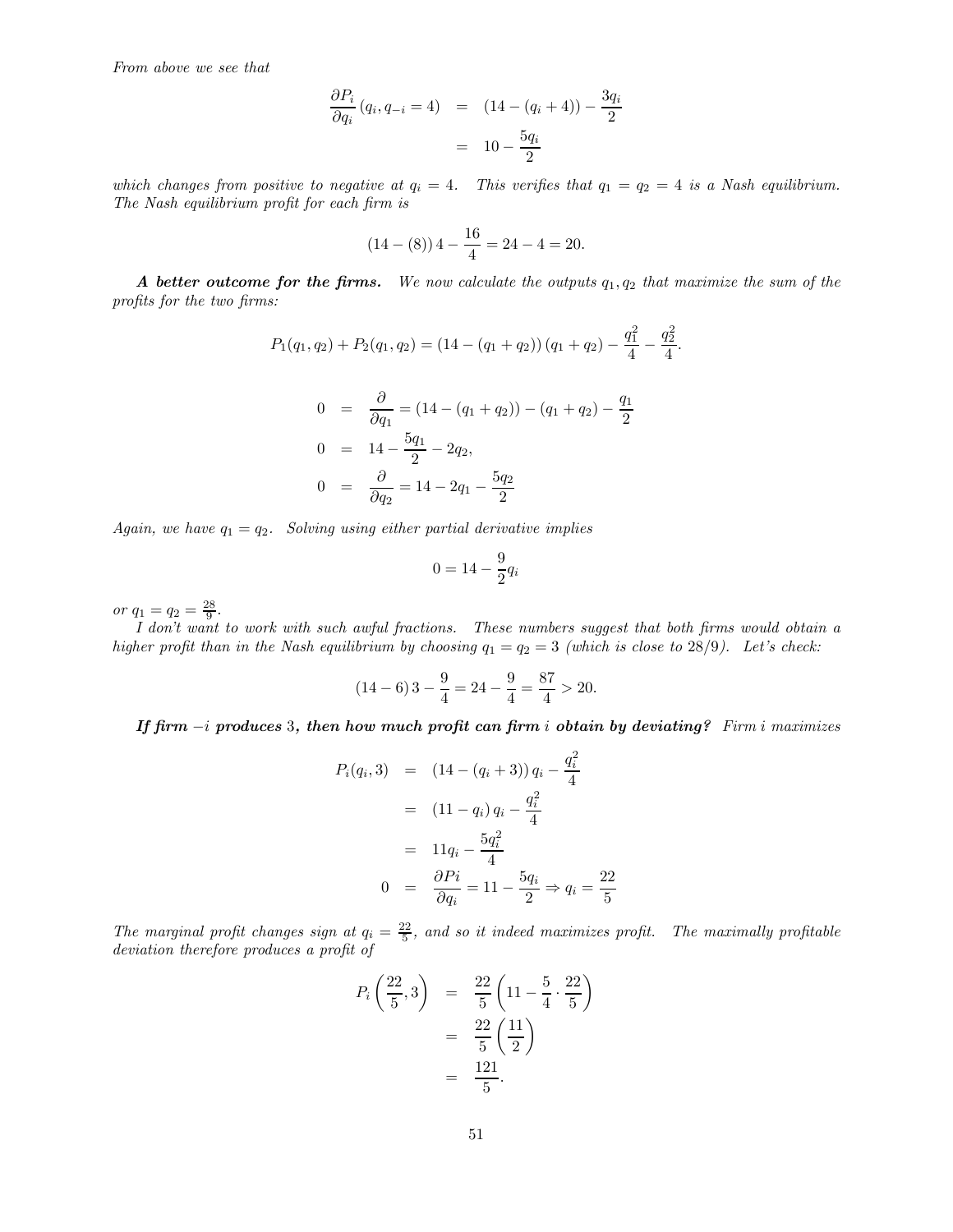*From above we see that*

$$\begin{aligned}
\frac{\partial P_i}{\partial q_i}(q_i, q_{-i} = 4) &= (14 - (q_i + 4)) - \frac{3q_i}{2} \\
&= 10 - \frac{5q_i}{2}
\end{aligned}$$

*which changes from positive to negative at $q_i = 4$. This verifies that $q_1 = q_2 = 4$ is a Nash equilibrium. The Nash equilibrium profit for each firm is*

$$(14 - (8))\,4 - \frac{16}{4} = 24 - 4 = 20.$$

***A better outcome for the firms.*** *We now calculate the outputs $q_1, q_2$ that maximize the sum of the profits for the two firms:*

$$P_1(q_1, q_2) + P_2(q_1, q_2) = (14 - (q_1 + q_2))\,(q_1 + q_2) - \frac{q_1^2}{4} - \frac{q_2^2}{4}.$$

$$\begin{aligned}
0 &= \frac{\partial}{\partial q_1} = (14 - (q_1 + q_2)) - (q_1 + q_2) - \frac{q_1}{2} \\
0 &= 14 - \frac{5q_1}{2} - 2q_2, \\
0 &= \frac{\partial}{\partial q_2} = 14 - 2q_1 - \frac{5q_2}{2}
\end{aligned}$$

*Again, we have $q_1 = q_2$. Solving using either partial derivative implies*

$$0 = 14 - \frac{9}{2}q_i$$

*or $q_1 = q_2 = \frac{28}{9}$.*

*I don't want to work with such awful fractions. These numbers suggest that both firms would obtain a higher profit than in the Nash equilibrium by choosing $q_1 = q_2 = 3$ (which is close to 28/9). Let's check:*

$$(14 - 6)\,3 - \frac{9}{4} = 24 - \frac{9}{4} = \frac{87}{4} > 20.$$

***If firm $-i$ produces 3, then how much profit can firm $i$ obtain by deviating?*** *Firm $i$ maximizes*

$$\begin{aligned}
P_i(q_i, 3) &= (14 - (q_i + 3))\,q_i - \frac{q_i^2}{4} \\
&= (11 - q_i)\,q_i - \frac{q_i^2}{4} \\
&= 11q_i - \frac{5q_i^2}{4} \\
0 &= \frac{\partial Pi}{\partial q_i} = 11 - \frac{5q_i}{2} \Rightarrow q_i = \frac{22}{5}
\end{aligned}$$

*The marginal profit changes sign at $q_i = \frac{22}{5}$, and so it indeed maximizes profit. The maximally profitable deviation therefore produces a profit of*

$$\begin{aligned}
P_i\left(\frac{22}{5}, 3\right) &= \frac{22}{5}\left(11 - \frac{5}{4}\cdot\frac{22}{5}\right) \\
&= \frac{22}{5}\left(\frac{11}{2}\right) \\
&= \frac{121}{5}.
\end{aligned}$$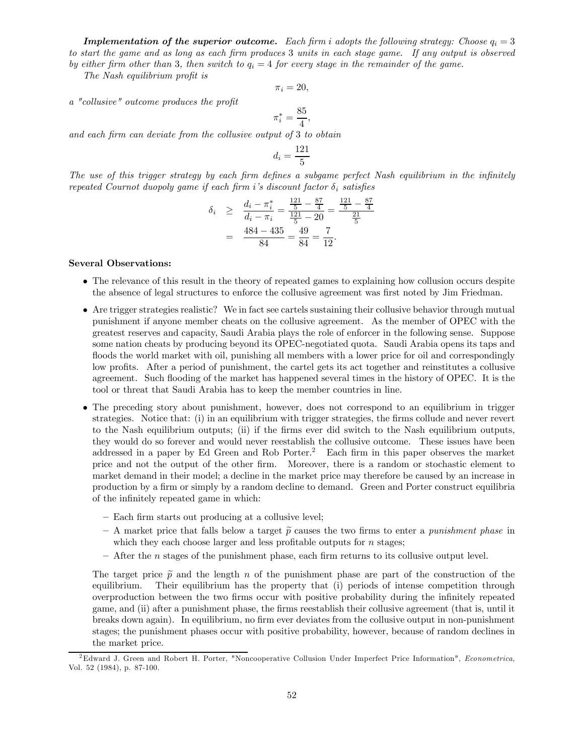***Implementation of the superior outcome.*** *Each firm $i$ adopts the following strategy: Choose $q_i = 3$ to start the game and as long as each firm produces 3 units in each stage game. If any output is observed by either firm other than 3, then switch to $q_i = 4$ for every stage in the remainder of the game.*

*The Nash equilibrium profit is*

$$\pi_i = 20,$$

*a "collusive" outcome produces the profit*

$$\pi_i^* = \frac{85}{4},$$

*and each firm can deviate from the collusive output of 3 to obtain*

$$d_i = \frac{121}{5}$$

*The use of this trigger strategy by each firm defines a subgame perfect Nash equilibrium in the infinitely repeated Cournot duopoly game if each firm $i$'s discount factor $\delta_i$ satisfies*

$$\begin{aligned}
\delta_i &\geq \frac{d_i - \pi_i^*}{d_i - \pi_i} = \frac{\frac{121}{5} - \frac{87}{4}}{\frac{121}{5} - 20} = \frac{\frac{121}{5} - \frac{87}{4}}{\frac{21}{5}} \\
&= \frac{484 - 435}{84} = \frac{49}{84} = \frac{7}{12}.
\end{aligned}$$

**Several Observations:**

- The relevance of this result in the theory of repeated games to explaining how collusion occurs despite the absence of legal structures to enforce the collusive agreement was first noted by Jim Friedman.
- Are trigger strategies realistic? We in fact see cartels sustaining their collusive behavior through mutual punishment if anyone member cheats on the collusive agreement. As the member of OPEC with the greatest reserves and capacity, Saudi Arabia plays the role of enforcer in the following sense. Suppose some nation cheats by producing beyond its OPEC-negotiated quota. Saudi Arabia opens its taps and floods the world market with oil, punishing all members with a lower price for oil and correspondingly low profits. After a period of punishment, the cartel gets its act together and reinstitutes a collusive agreement. Such flooding of the market has happened several times in the history of OPEC. It is the tool or threat that Saudi Arabia has to keep the member countries in line.
- The preceding story about punishment, however, does not correspond to an equilibrium in trigger strategies. Notice that: (i) in an equilibrium with trigger strategies, the firms collude and never revert to the Nash equilibrium outputs; (ii) if the firms ever did switch to the Nash equilibrium outputs, they would do so forever and would never reestablish the collusive outcome. These issues have been addressed in a paper by Ed Green and Rob Porter.[2] Each firm in this paper observes the market price and not the output of the other firm. Moreover, there is a random or stochastic element to market demand in their model; a decline in the market price may therefore be caused by an increase in production by a firm or simply by a random decline to demand. Green and Porter construct equilibria of the infinitely repeated game in which:

  – Each firm starts out producing at a collusive level;

  – A market price that falls below a target $\widetilde{p}$ causes the two firms to enter a *punishment phase* in which they each choose larger and less profitable outputs for $n$ stages;

  – After the $n$ stages of the punishment phase, each firm returns to its collusive output level.

  The target price $\widetilde{p}$ and the length $n$ of the punishment phase are part of the construction of the equilibrium. Their equilibrium has the property that (i) periods of intense competition through overproduction between the two firms occur with positive probability during the infinitely repeated game, and (ii) after a punishment phase, the firms reestablish their collusive agreement (that is, until it breaks down again). In equilibrium, no firm ever deviates from the collusive output in non-punishment stages; the punishment phases occur with positive probability, however, because of random declines in the market price.

[2] Edward J. Green and Robert H. Porter, "Noncooperative Collusion Under Imperfect Price Information", *Econometrica*, Vol. 52 (1984), p. 87-100.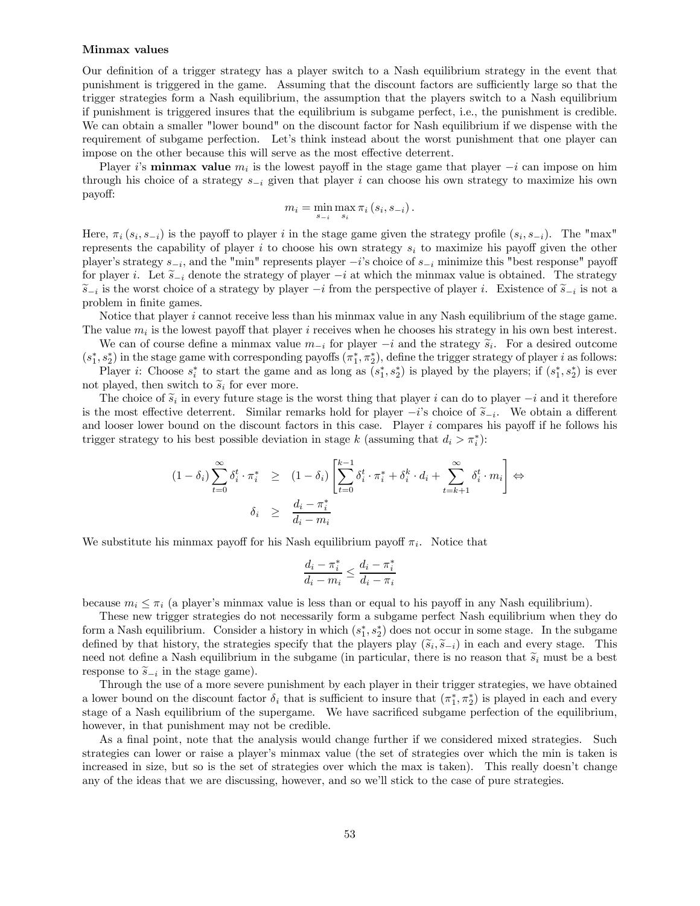### Minmax values

Our definition of a trigger strategy has a player switch to a Nash equilibrium strategy in the event that punishment is triggered in the game. Assuming that the discount factors are sufficiently large so that the trigger strategies form a Nash equilibrium, the assumption that the players switch to a Nash equilibrium if punishment is triggered insures that the equilibrium is subgame perfect, i.e., the punishment is credible. We can obtain a smaller "lower bound" on the discount factor for Nash equilibrium if we dispense with the requirement of subgame perfection. Let's think instead about the worst punishment that one player can impose on the other because this will serve as the most effective deterrent.

Player $i$'s **minmax value** $m_i$ is the lowest payoff in the stage game that player $-i$ can impose on him through his choice of a strategy $s_{-i}$ given that player $i$ can choose his own strategy to maximize his own payoff:

$$m_i = \min_{s_{-i}} \max_{s_i} \pi_i (s_i, s_{-i}).$$

Here, $\pi_i (s_i, s_{-i})$ is the payoff to player $i$ in the stage game given the strategy profile $(s_i, s_{-i})$. The "max" represents the capability of player $i$ to choose his own strategy $s_i$ to maximize his payoff given the other player's strategy $s_{-i}$, and the "min" represents player $-i$'s choice of $s_{-i}$ minimize this "best response" payoff for player $i$. Let $\widetilde{s}_{-i}$ denote the strategy of player $-i$ at which the minmax value is obtained. The strategy $\widetilde{s}_{-i}$ is the worst choice of a strategy by player $-i$ from the perspective of player $i$. Existence of $\widetilde{s}_{-i}$ is not a problem in finite games.

Notice that player $i$ cannot receive less than his minmax value in any Nash equilibrium of the stage game. The value $m_i$ is the lowest payoff that player $i$ receives when he chooses his strategy in his own best interest.

We can of course define a minmax value $m_{-i}$ for player $-i$ and the strategy $\widetilde{s}_i$. For a desired outcome $(s_1^*, s_2^*)$ in the stage game with corresponding payoffs $(\pi_1^*, \pi_2^*)$, define the trigger strategy of player $i$ as follows:

Player $i$: Choose $s_i^*$ to start the game and as long as $(s_1^*, s_2^*)$ is played by the players; if $(s_1^*, s_2^*)$ is ever not played, then switch to $\widetilde{s}_i$ for ever more.

The choice of $\widetilde{s}_i$ in every future stage is the worst thing that player $i$ can do to player $-i$ and it therefore is the most effective deterrent. Similar remarks hold for player $-i$'s choice of $\widetilde{s}_{-i}$. We obtain a different and looser lower bound on the discount factors in this case. Player $i$ compares his payoff if he follows his trigger strategy to his best possible deviation in stage $k$ (assuming that $d_i > \pi_i^*$):

$$\begin{aligned}
(1-\delta_i)\sum_{t=0}^{\infty}\delta_i^t \cdot \pi_i^* &\geq (1-\delta_i)\left[\sum_{t=0}^{k-1}\delta_i^t \cdot \pi_i^* + \delta_i^k \cdot d_i + \sum_{t=k+1}^{\infty}\delta_i^t \cdot m_i\right] \Leftrightarrow \\
\delta_i &\geq \frac{d_i - \pi_i^*}{d_i - m_i}
\end{aligned}$$

We substitute his minmax payoff for his Nash equilibrium payoff $\pi_i$. Notice that

$$\frac{d_i - \pi_i^*}{d_i - m_i} \leq \frac{d_i - \pi_i^*}{d_i - \pi_i}$$

because $m_i \leq \pi_i$ (a player's minmax value is less than or equal to his payoff in any Nash equilibrium).

These new trigger strategies do not necessarily form a subgame perfect Nash equilibrium when they do form a Nash equilibrium. Consider a history in which $(s_1^*, s_2^*)$ does not occur in some stage. In the subgame defined by that history, the strategies specify that the players play $(\widetilde{s}_i, \widetilde{s}_{-i})$ in each and every stage. This need not define a Nash equilibrium in the subgame (in particular, there is no reason that $\widetilde{s}_i$ must be a best response to $\widetilde{s}_{-i}$ in the stage game).

Through the use of a more severe punishment by each player in their trigger strategies, we have obtained a lower bound on the discount factor $\delta_i$ that is sufficient to insure that $(\pi_1^*, \pi_2^*)$ is played in each and every stage of a Nash equilibrium of the supergame. We have sacrificed subgame perfection of the equilibrium, however, in that punishment may not be credible.

As a final point, note that the analysis would change further if we considered mixed strategies. Such strategies can lower or raise a player's minmax value (the set of strategies over which the min is taken is increased in size, but so is the set of strategies over which the max is taken). This really doesn't change any of the ideas that we are discussing, however, and so we'll stick to the case of pure strategies.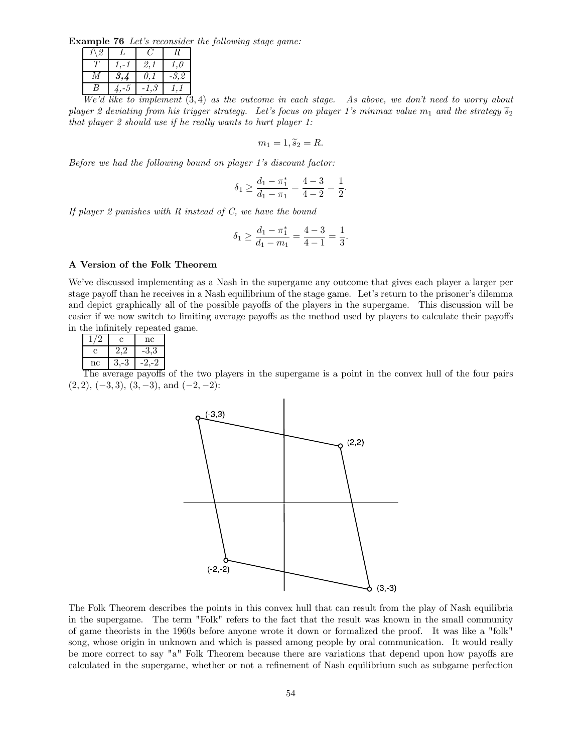**Example 76** *Let's reconsider the following stage game:*

| $1\backslash 2$ | $L$ | $C$ | $R$ |
|---|---|---|---|
| $T$ | *1,-1* | *2,1* | *1,0* |
| $M$ | ***3,4*** | *0,1* | *-3,2* |
| $B$ | *4,-5* | *-1,3* | *1,1* |

*We'd like to implement* $(3,4)$ *as the outcome in each stage. As above, we don't need to worry about player 2 deviating from his trigger strategy. Let's focus on player 1's minmax value* $m_1$ *and the strategy* $\widetilde{s}_2$ *that player 2 should use if he really wants to hurt player 1:*

$$m_1 = 1, \widetilde{s}_2 = R.$$

*Before we had the following bound on player 1's discount factor:*

$$\delta_1 \geq \frac{d_1 - \pi_1^*}{d_1 - \pi_1} = \frac{4-3}{4-2} = \frac{1}{2}.$$

*If player 2 punishes with R instead of C, we have the bound*

$$\delta_1 \geq \frac{d_1 - \pi_1^*}{d_1 - m_1} = \frac{4-3}{4-1} = \frac{1}{3}.$$

### A Version of the Folk Theorem

We've discussed implementing as a Nash in the supergame any outcome that gives each player a larger per stage payoff than he receives in a Nash equilibrium of the stage game. Let's return to the prisoner's dilemma and depict graphically all of the possible payoffs of the players in the supergame. This discussion will be easier if we now switch to limiting average payoffs as the method used by players to calculate their payoffs in the infinitely repeated game.

| 1/2 | c | nc |
|---|---|---|
| c | 2,2 | -3,3 |
| nc | 3,-3 | -2,-2 |

The average payoffs of the two players in the supergame is a point in the convex hull of the four pairs $(2,2)$, $(-3,3)$, $(3,-3)$, and $(-2,-2)$:

The Folk Theorem describes the points in this convex hull that can result from the play of Nash equilibria in the supergame. The term "Folk" refers to the fact that the result was known in the small community of game theorists in the 1960s before anyone wrote it down or formalized the proof. It was like a "folk" song, whose origin in unknown and which is passed among people by oral communication. It would really be more correct to say "a" Folk Theorem because there are variations that depend upon how payoffs are calculated in the supergame, whether or not a refinement of Nash equilibrium such as subgame perfection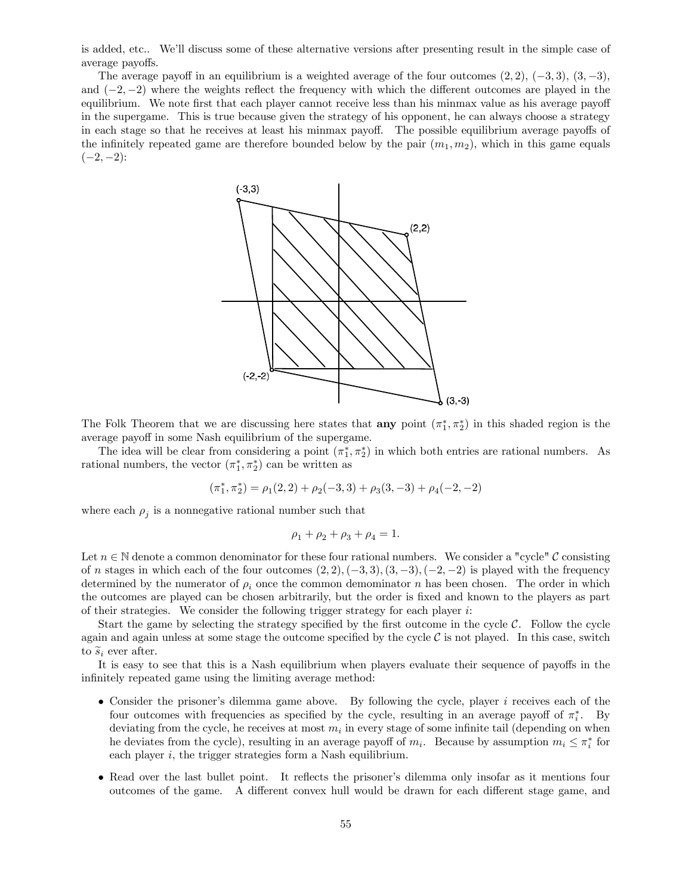is added, etc.. We'll discuss some of these alternative versions after presenting result in the simple case of average payoffs.

The average payoff in an equilibrium is a weighted average of the four outcomes $(2, 2)$, $(-3, 3)$, $(3, -3)$, and $(-2, -2)$ where the weights reflect the frequency with which the different outcomes are played in the equilibrium. We note first that each player cannot receive less than his minmax value as his average payoff in the supergame. This is true because given the strategy of his opponent, he can always choose a strategy in each stage so that he receives at least his minmax payoff. The possible equilibrium average payoffs of the infinitely repeated game are therefore bounded below by the pair $(m_1, m_2)$, which in this game equals $(-2, -2)$:

The Folk Theorem that we are discussing here states that **any** point $(\pi_1^*, \pi_2^*)$ in this shaded region is the average payoff in some Nash equilibrium of the supergame.

The idea will be clear from considering a point $(\pi_1^*, \pi_2^*)$ in which both entries are rational numbers. As rational numbers, the vector $(\pi_1^*, \pi_2^*)$ can be written as

$$(\pi_1^*, \pi_2^*) = \rho_1(2, 2) + \rho_2(-3, 3) + \rho_3(3, -3) + \rho_4(-2, -2)$$

where each $\rho_j$ is a nonnegative rational number such that

$$\rho_1 + \rho_2 + \rho_3 + \rho_4 = 1.$$

Let $n \in \mathbb{N}$ denote a common denominator for these four rational numbers. We consider a "cycle" $\mathcal{C}$ consisting of $n$ stages in which each of the four outcomes $(2, 2), (-3, 3), (3, -3), (-2, -2)$ is played with the frequency determined by the numerator of $\rho_i$ once the common demominator $n$ has been chosen. The order in which the outcomes are played can be chosen arbitrarily, but the order is fixed and known to the players as part of their strategies. We consider the following trigger strategy for each player $i$:

Start the game by selecting the strategy specified by the first outcome in the cycle $\mathcal{C}$. Follow the cycle again and again unless at some stage the outcome specified by the cycle $\mathcal{C}$ is not played. In this case, switch to $\widetilde{s}_i$ ever after.

It is easy to see that this is a Nash equilibrium when players evaluate their sequence of payoffs in the infinitely repeated game using the limiting average method:

- Consider the prisoner's dilemma game above. By following the cycle, player $i$ receives each of the four outcomes with frequencies as specified by the cycle, resulting in an average payoff of $\pi_i^*$. By deviating from the cycle, he receives at most $m_i$ in every stage of some infinite tail (depending on when he deviates from the cycle), resulting in an average payoff of $m_i$. Because by assumption $m_i \leq \pi_i^*$ for each player $i$, the trigger strategies form a Nash equilibrium.
- Read over the last bullet point. It reflects the prisoner's dilemma only insofar as it mentions four outcomes of the game. A different convex hull would be drawn for each different stage game, and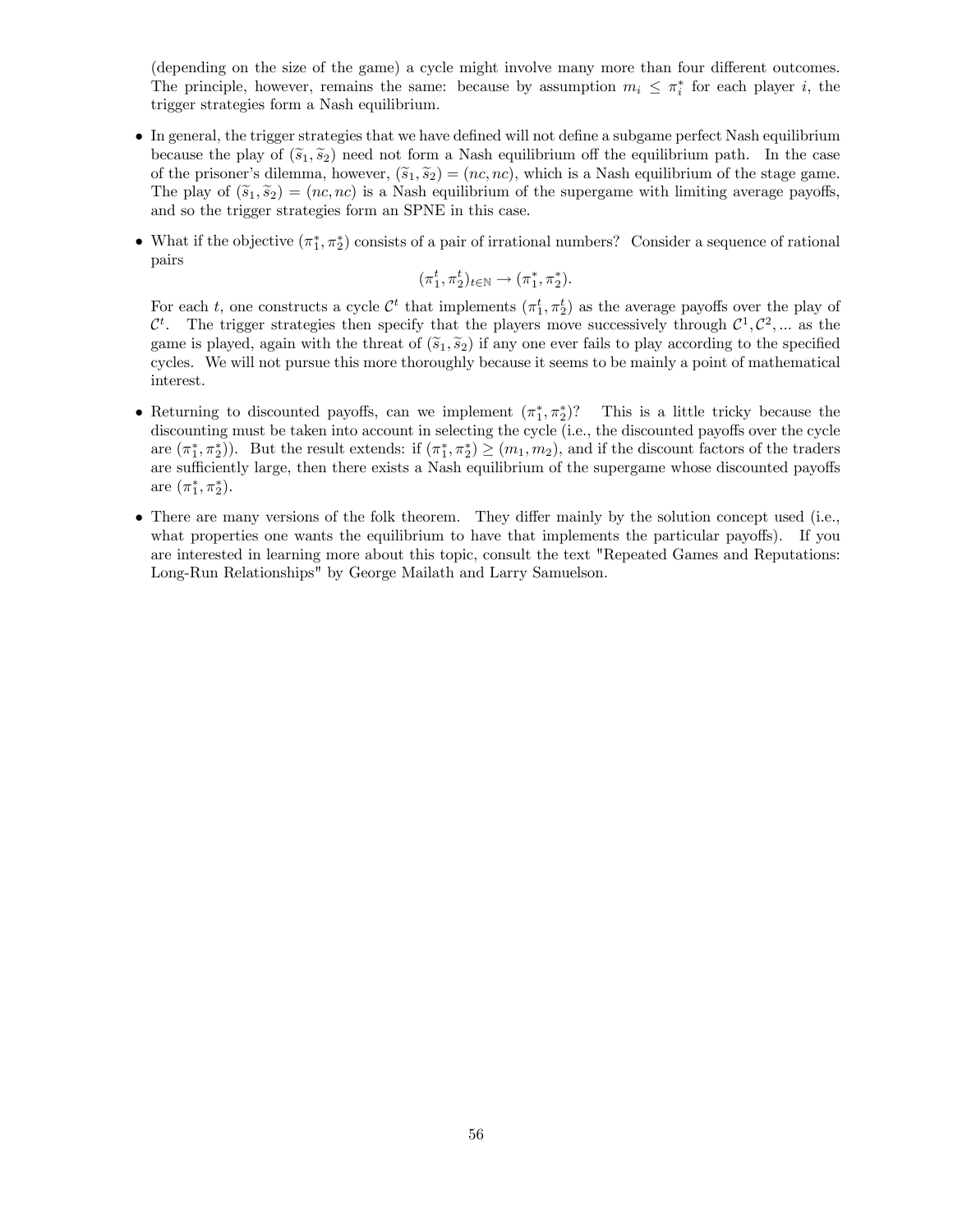(depending on the size of the game) a cycle might involve many more than four different outcomes. The principle, however, remains the same: because by assumption $m_i \leq \pi_i^*$ for each player $i$, the trigger strategies form a Nash equilibrium.

- In general, the trigger strategies that we have defined will not define a subgame perfect Nash equilibrium because the play of $(\widetilde{s}_1, \widetilde{s}_2)$ need not form a Nash equilibrium off the equilibrium path. In the case of the prisoner's dilemma, however, $(\widetilde{s}_1, \widetilde{s}_2) = (nc, nc)$, which is a Nash equilibrium of the stage game. The play of $(\widetilde{s}_1, \widetilde{s}_2) = (nc, nc)$ is a Nash equilibrium of the supergame with limiting average payoffs, and so the trigger strategies form an SPNE in this case.

- What if the objective $(\pi_1^*, \pi_2^*)$ consists of a pair of irrational numbers? Consider a sequence of rational pairs

$$(\pi_1^t, \pi_2^t)_{t \in \mathbb{N}} \rightarrow (\pi_1^*, \pi_2^*).$$

  For each $t$, one constructs a cycle $\mathcal{C}^t$ that implements $(\pi_1^t, \pi_2^t)$ as the average payoffs over the play of $\mathcal{C}^t$. The trigger strategies then specify that the players move successively through $\mathcal{C}^1, \mathcal{C}^2, ...$ as the game is played, again with the threat of $(\widetilde{s}_1, \widetilde{s}_2)$ if any one ever fails to play according to the specified cycles. We will not pursue this more thoroughly because it seems to be mainly a point of mathematical interest.

- Returning to discounted payoffs, can we implement $(\pi_1^*, \pi_2^*)$? This is a little tricky because the discounting must be taken into account in selecting the cycle (i.e., the discounted payoffs over the cycle are $(\pi_1^*, \pi_2^*)$). But the result extends: if $(\pi_1^*, \pi_2^*) \geq (m_1, m_2)$, and if the discount factors of the traders are sufficiently large, then there exists a Nash equilibrium of the supergame whose discounted payoffs are $(\pi_1^*, \pi_2^*)$.

- There are many versions of the folk theorem. They differ mainly by the solution concept used (i.e., what properties one wants the equilibrium to have that implements the particular payoffs). If you are interested in learning more about this topic, consult the text "Repeated Games and Reputations: Long-Run Relationships" by George Mailath and Larry Samuelson.